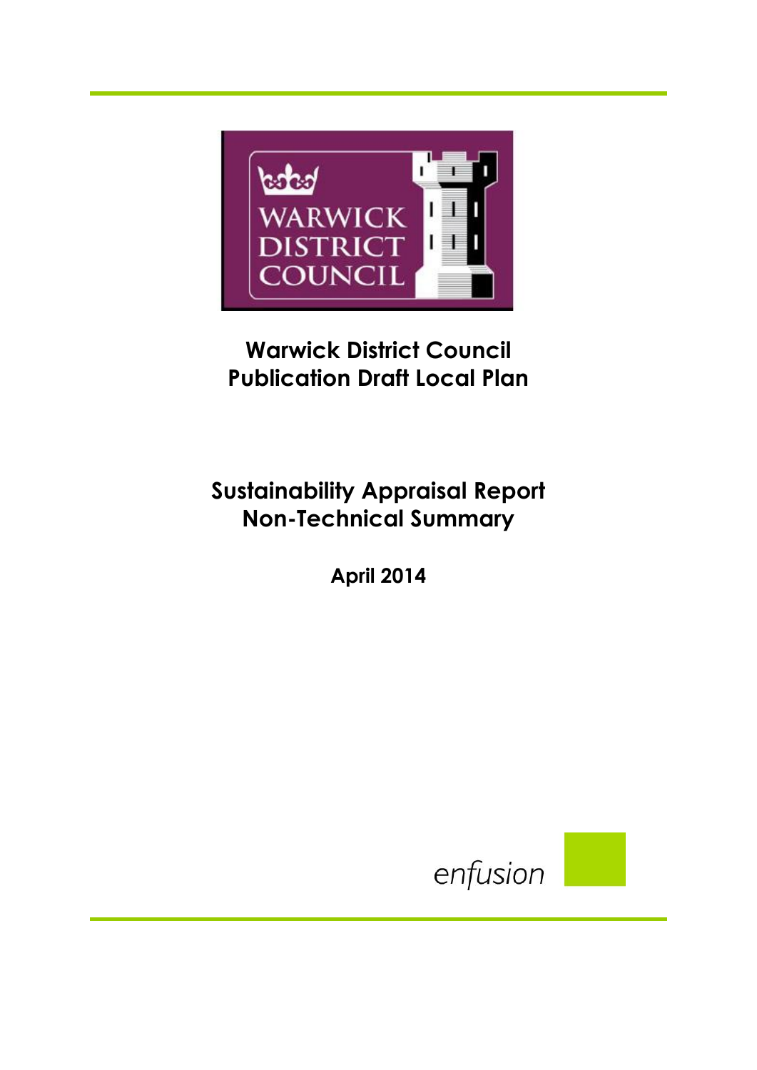WARWICK DISTRICT COUNCIL

# Warwick District Council Publication Draft Local Plan

## Sustainability Appraisal Report Non-Technical Summary

**April 2014**

enfusion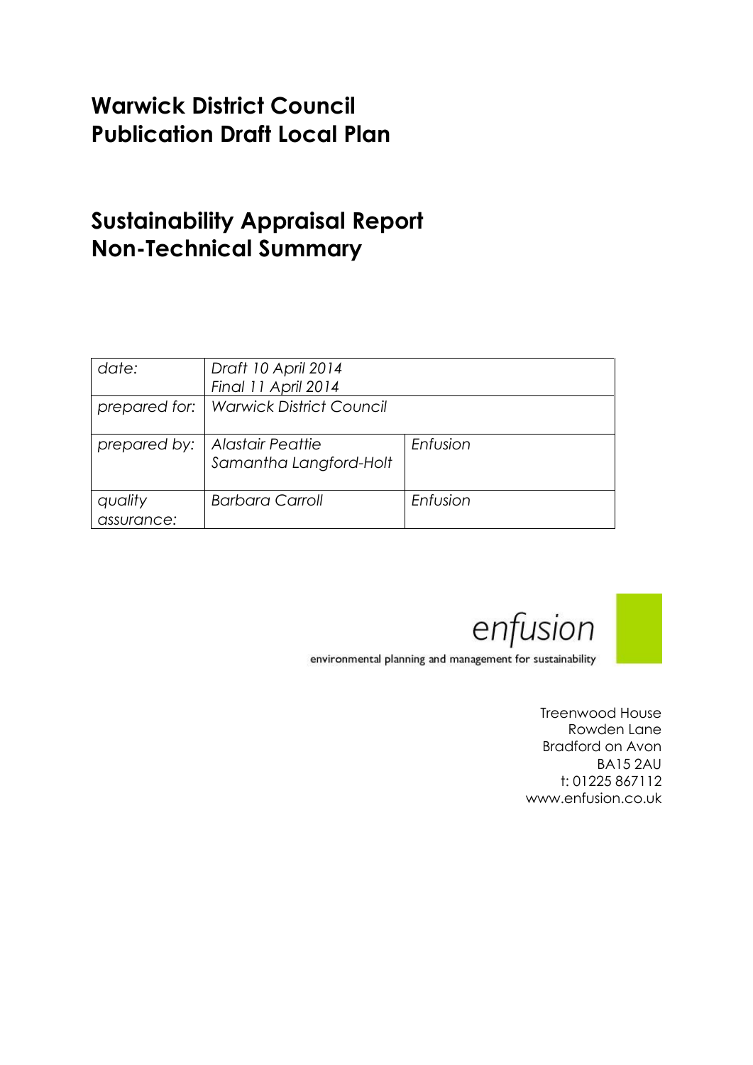# Warwick District Council
# Publication Draft Local Plan

## Sustainability Appraisal Report
## Non-Technical Summary

| date: | Draft 10 April 2014<br>Final 11 April 2014 | |
|---|---|---|
| prepared for: | Warwick District Council | |
| prepared by: | Alastair Peattie<br>Samantha Langford-Holt | Enfusion |
| quality assurance: | Barbara Carroll | Enfusion |

enfusion

environmental planning and management for sustainability

Treenwood House
Rowden Lane
Bradford on Avon
BA15 2AU
t: 01225 867112
www.enfusion.co.uk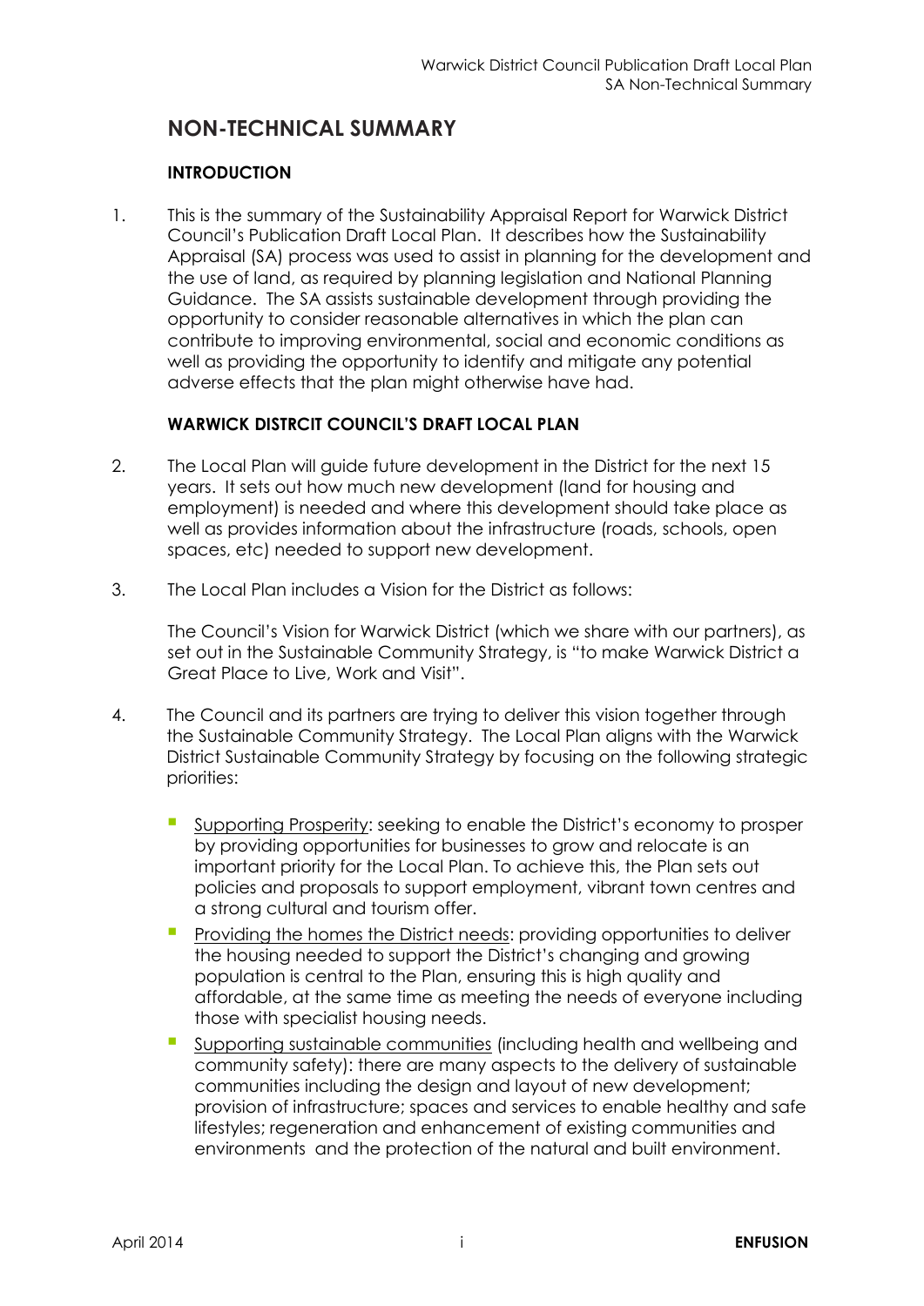# NON-TECHNICAL SUMMARY

### INTRODUCTION

1. This is the summary of the Sustainability Appraisal Report for Warwick District Council's Publication Draft Local Plan. It describes how the Sustainability Appraisal (SA) process was used to assist in planning for the development and the use of land, as required by planning legislation and National Planning Guidance. The SA assists sustainable development through providing the opportunity to consider reasonable alternatives in which the plan can contribute to improving environmental, social and economic conditions as well as providing the opportunity to identify and mitigate any potential adverse effects that the plan might otherwise have had.

### WARWICK DISTRCIT COUNCIL'S DRAFT LOCAL PLAN

2. The Local Plan will guide future development in the District for the next 15 years. It sets out how much new development (land for housing and employment) is needed and where this development should take place as well as provides information about the infrastructure (roads, schools, open spaces, etc) needed to support new development.

3. The Local Plan includes a Vision for the District as follows:

   The Council's Vision for Warwick District (which we share with our partners), as set out in the Sustainable Community Strategy, is "to make Warwick District a Great Place to Live, Work and Visit".

4. The Council and its partners are trying to deliver this vision together through the Sustainable Community Strategy. The Local Plan aligns with the Warwick District Sustainable Community Strategy by focusing on the following strategic priorities:

   - Supporting Prosperity: seeking to enable the District's economy to prosper by providing opportunities for businesses to grow and relocate is an important priority for the Local Plan. To achieve this, the Plan sets out policies and proposals to support employment, vibrant town centres and a strong cultural and tourism offer.
   - Providing the homes the District needs: providing opportunities to deliver the housing needed to support the District's changing and growing population is central to the Plan, ensuring this is high quality and affordable, at the same time as meeting the needs of everyone including those with specialist housing needs.
   - Supporting sustainable communities (including health and wellbeing and community safety): there are many aspects to the delivery of sustainable communities including the design and layout of new development; provision of infrastructure; spaces and services to enable healthy and safe lifestyles; regeneration and enhancement of existing communities and environments and the protection of the natural and built environment.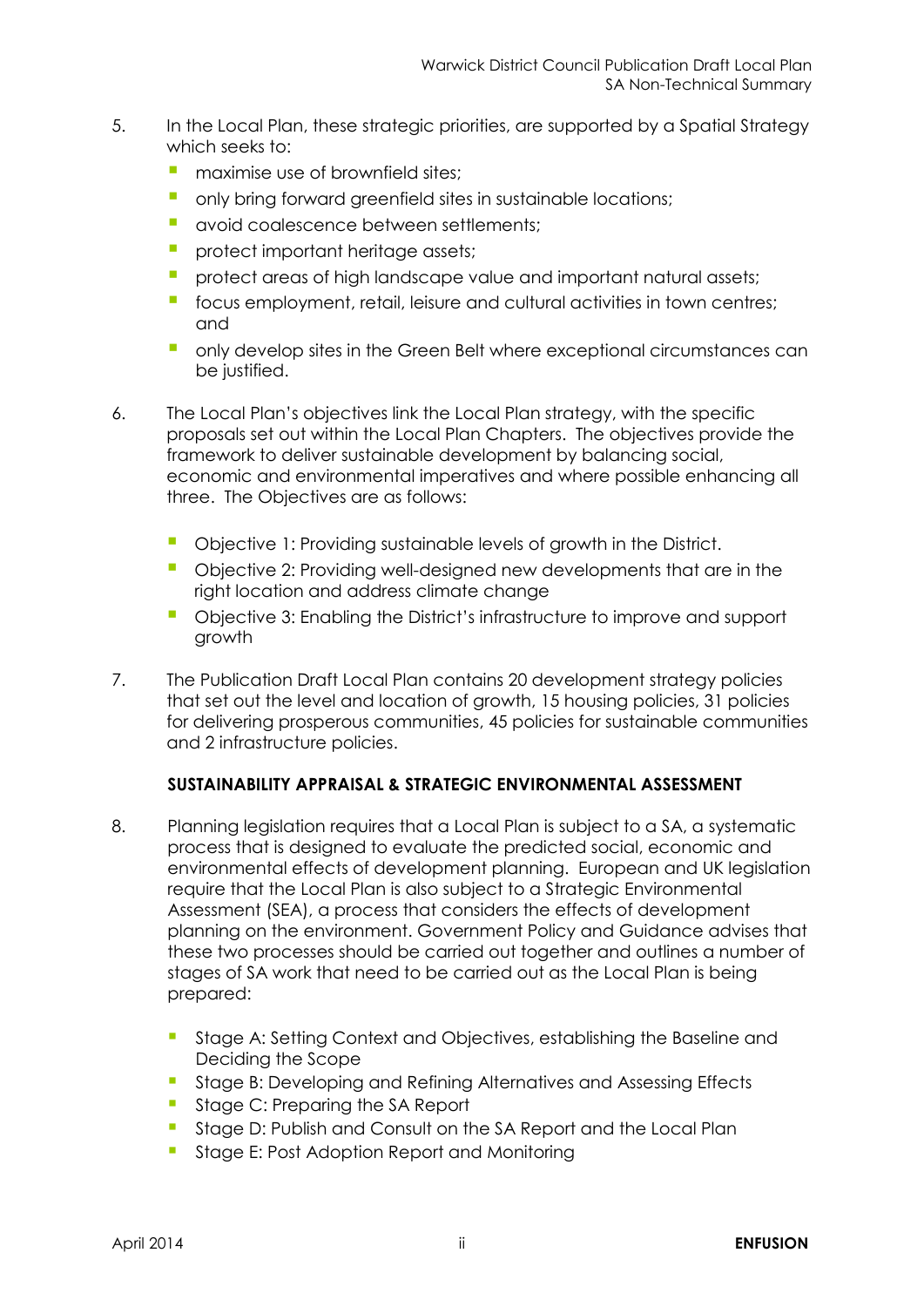5. In the Local Plan, these strategic priorities, are supported by a Spatial Strategy which seeks to:
   - maximise use of brownfield sites;
   - only bring forward greenfield sites in sustainable locations;
   - avoid coalescence between settlements;
   - protect important heritage assets;
   - protect areas of high landscape value and important natural assets;
   - focus employment, retail, leisure and cultural activities in town centres; and
   - only develop sites in the Green Belt where exceptional circumstances can be justified.

6. The Local Plan's objectives link the Local Plan strategy, with the specific proposals set out within the Local Plan Chapters. The objectives provide the framework to deliver sustainable development by balancing social, economic and environmental imperatives and where possible enhancing all three. The Objectives are as follows:
   - Objective 1: Providing sustainable levels of growth in the District.
   - Objective 2: Providing well-designed new developments that are in the right location and address climate change
   - Objective 3: Enabling the District's infrastructure to improve and support growth

7. The Publication Draft Local Plan contains 20 development strategy policies that set out the level and location of growth, 15 housing policies, 31 policies for delivering prosperous communities, 45 policies for sustainable communities and 2 infrastructure policies.

**SUSTAINABILITY APPRAISAL & STRATEGIC ENVIRONMENTAL ASSESSMENT**

8. Planning legislation requires that a Local Plan is subject to a SA, a systematic process that is designed to evaluate the predicted social, economic and environmental effects of development planning. European and UK legislation require that the Local Plan is also subject to a Strategic Environmental Assessment (SEA), a process that considers the effects of development planning on the environment. Government Policy and Guidance advises that these two processes should be carried out together and outlines a number of stages of SA work that need to be carried out as the Local Plan is being prepared:
   - Stage A: Setting Context and Objectives, establishing the Baseline and Deciding the Scope
   - Stage B: Developing and Refining Alternatives and Assessing Effects
   - Stage C: Preparing the SA Report
   - Stage D: Publish and Consult on the SA Report and the Local Plan
   - Stage E: Post Adoption Report and Monitoring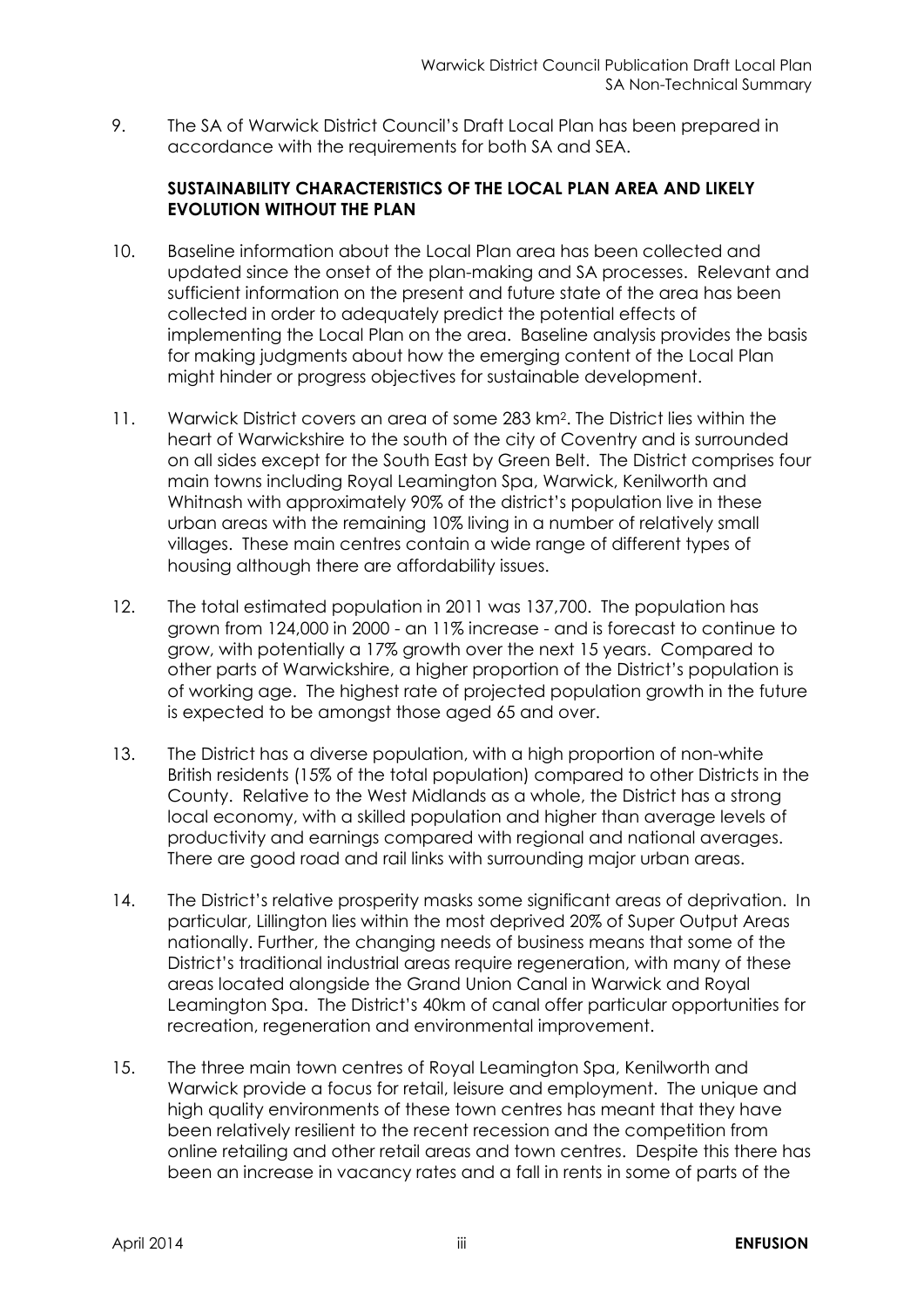9. The SA of Warwick District Council's Draft Local Plan has been prepared in accordance with the requirements for both SA and SEA.

### SUSTAINABILITY CHARACTERISTICS OF THE LOCAL PLAN AREA AND LIKELY EVOLUTION WITHOUT THE PLAN

10. Baseline information about the Local Plan area has been collected and updated since the onset of the plan-making and SA processes. Relevant and sufficient information on the present and future state of the area has been collected in order to adequately predict the potential effects of implementing the Local Plan on the area. Baseline analysis provides the basis for making judgments about how the emerging content of the Local Plan might hinder or progress objectives for sustainable development.

11. Warwick District covers an area of some 283 $km^2$. The District lies within the heart of Warwickshire to the south of the city of Coventry and is surrounded on all sides except for the South East by Green Belt. The District comprises four main towns including Royal Leamington Spa, Warwick, Kenilworth and Whitnash with approximately 90% of the district's population live in these urban areas with the remaining 10% living in a number of relatively small villages. These main centres contain a wide range of different types of housing although there are affordability issues.

12. The total estimated population in 2011 was 137,700. The population has grown from 124,000 in 2000 - an 11% increase - and is forecast to continue to grow, with potentially a 17% growth over the next 15 years. Compared to other parts of Warwickshire, a higher proportion of the District's population is of working age. The highest rate of projected population growth in the future is expected to be amongst those aged 65 and over.

13. The District has a diverse population, with a high proportion of non-white British residents (15% of the total population) compared to other Districts in the County. Relative to the West Midlands as a whole, the District has a strong local economy, with a skilled population and higher than average levels of productivity and earnings compared with regional and national averages. There are good road and rail links with surrounding major urban areas.

14. The District's relative prosperity masks some significant areas of deprivation. In particular, Lillington lies within the most deprived 20% of Super Output Areas nationally. Further, the changing needs of business means that some of the District's traditional industrial areas require regeneration, with many of these areas located alongside the Grand Union Canal in Warwick and Royal Leamington Spa. The District's 40km of canal offer particular opportunities for recreation, regeneration and environmental improvement.

15. The three main town centres of Royal Leamington Spa, Kenilworth and Warwick provide a focus for retail, leisure and employment. The unique and high quality environments of these town centres has meant that they have been relatively resilient to the recent recession and the competition from online retailing and other retail areas and town centres. Despite this there has been an increase in vacancy rates and a fall in rents in some of parts of the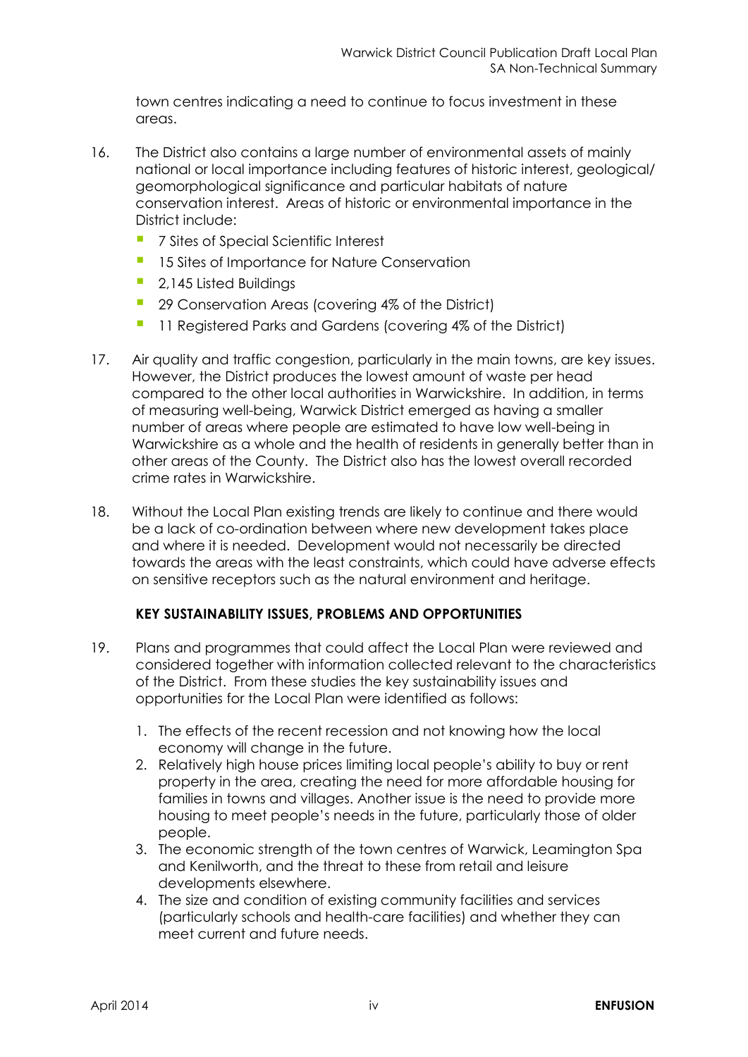town centres indicating a need to continue to focus investment in these areas.

16. The District also contains a large number of environmental assets of mainly national or local importance including features of historic interest, geological/ geomorphological significance and particular habitats of nature conservation interest. Areas of historic or environmental importance in the District include:
    - 7 Sites of Special Scientific Interest
    - 15 Sites of Importance for Nature Conservation
    - 2,145 Listed Buildings
    - 29 Conservation Areas (covering 4% of the District)
    - 11 Registered Parks and Gardens (covering 4% of the District)

17. Air quality and traffic congestion, particularly in the main towns, are key issues. However, the District produces the lowest amount of waste per head compared to the other local authorities in Warwickshire. In addition, in terms of measuring well-being, Warwick District emerged as having a smaller number of areas where people are estimated to have low well-being in Warwickshire as a whole and the health of residents in generally better than in other areas of the County. The District also has the lowest overall recorded crime rates in Warwickshire.

18. Without the Local Plan existing trends are likely to continue and there would be a lack of co-ordination between where new development takes place and where it is needed. Development would not necessarily be directed towards the areas with the least constraints, which could have adverse effects on sensitive receptors such as the natural environment and heritage.

**KEY SUSTAINABILITY ISSUES, PROBLEMS AND OPPORTUNITIES**

19. Plans and programmes that could affect the Local Plan were reviewed and considered together with information collected relevant to the characteristics of the District. From these studies the key sustainability issues and opportunities for the Local Plan were identified as follows:

    1. The effects of the recent recession and not knowing how the local economy will change in the future.
    2. Relatively high house prices limiting local people's ability to buy or rent property in the area, creating the need for more affordable housing for families in towns and villages. Another issue is the need to provide more housing to meet people's needs in the future, particularly those of older people.
    3. The economic strength of the town centres of Warwick, Leamington Spa and Kenilworth, and the threat to these from retail and leisure developments elsewhere.
    4. The size and condition of existing community facilities and services (particularly schools and health-care facilities) and whether they can meet current and future needs.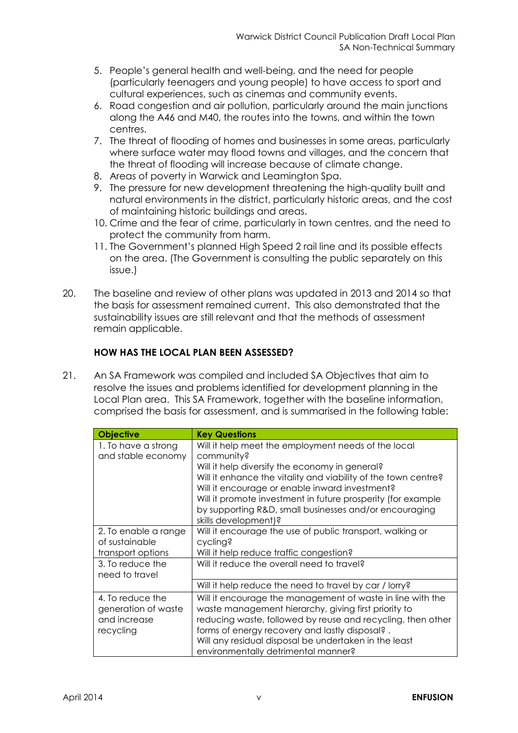5. People's general health and well-being, and the need for people (particularly teenagers and young people) to have access to sport and cultural experiences, such as cinemas and community events.
6. Road congestion and air pollution, particularly around the main junctions along the A46 and M40, the routes into the towns, and within the town centres.
7. The threat of flooding of homes and businesses in some areas, particularly where surface water may flood towns and villages, and the concern that the threat of flooding will increase because of climate change.
8. Areas of poverty in Warwick and Leamington Spa.
9. The pressure for new development threatening the high-quality built and natural environments in the district, particularly historic areas, and the cost of maintaining historic buildings and areas.
10. Crime and the fear of crime, particularly in town centres, and the need to protect the community from harm.
11. The Government's planned High Speed 2 rail line and its possible effects on the area. (The Government is consulting the public separately on this issue.)

20. The baseline and review of other plans was updated in 2013 and 2014 so that the basis for assessment remained current. This also demonstrated that the sustainability issues are still relevant and that the methods of assessment remain applicable.

### HOW HAS THE LOCAL PLAN BEEN ASSESSED?

21. An SA Framework was compiled and included SA Objectives that aim to resolve the issues and problems identified for development planning in the Local Plan area. This SA Framework, together with the baseline information, comprised the basis for assessment, and is summarised in the following table:

| Objective | Key Questions |
|---|---|
| 1. To have a strong and stable economy | Will it help meet the employment needs of the local community?<br>Will it help diversify the economy in general?<br>Will it enhance the vitality and viability of the town centre?<br>Will it encourage or enable inward investment?<br>Will it promote investment in future prosperity (for example by supporting R&D, small businesses and/or encouraging skills development)? |
| 2. To enable a range of sustainable transport options | Will it encourage the use of public transport, walking or cycling?<br>Will it help reduce traffic congestion? |
| 3. To reduce the need to travel | Will it reduce the overall need to travel? |
| | Will it help reduce the need to travel by car / lorry? |
| 4. To reduce the generation of waste and increase recycling | Will it encourage the management of waste in line with the waste management hierarchy, giving first priority to reducing waste, followed by reuse and recycling, then other forms of energy recovery and lastly disposal? .<br>Will any residual disposal be undertaken in the least environmentally detrimental manner? |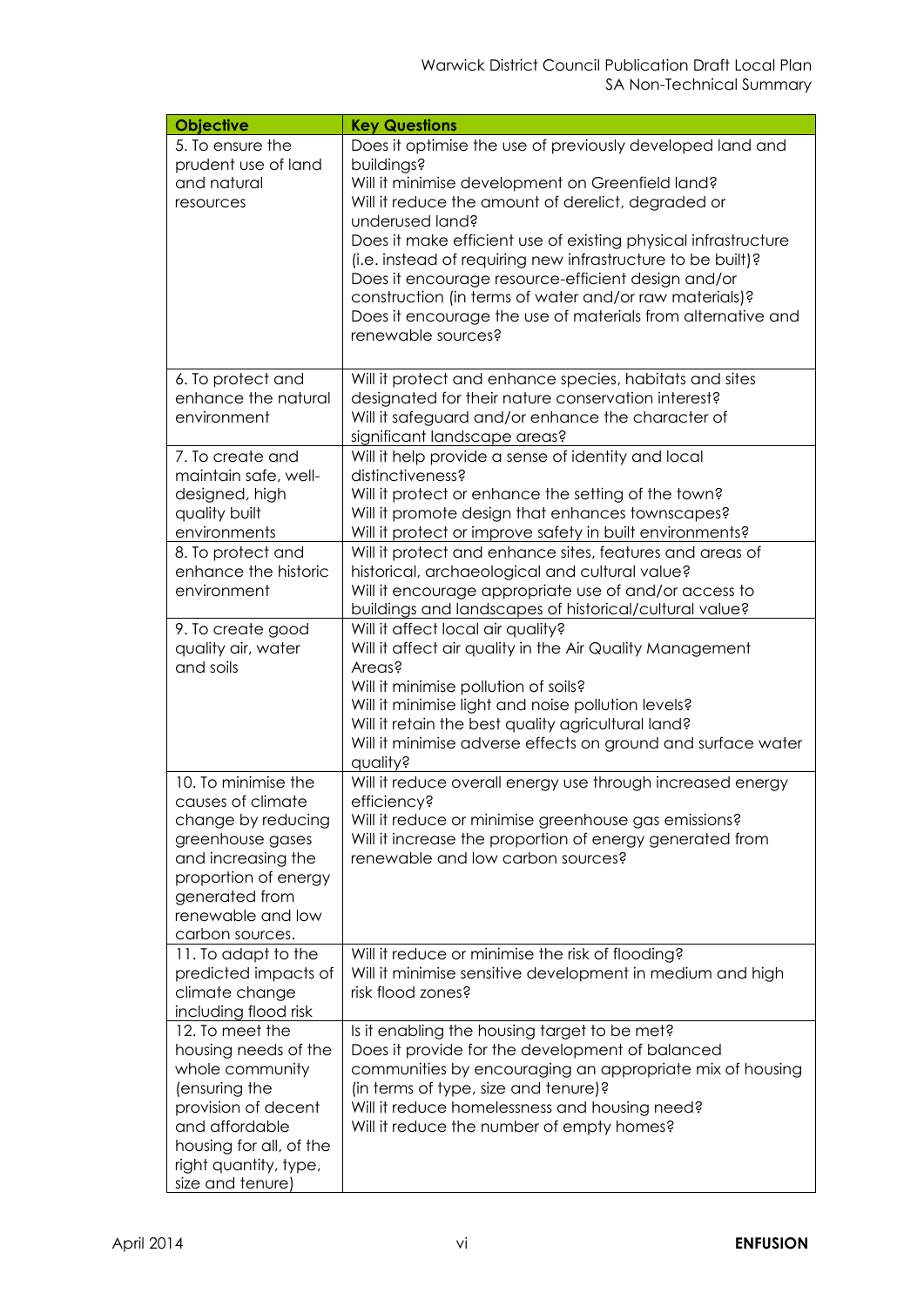| Objective | Key Questions |
|---|---|
| 5. To ensure the prudent use of land and natural resources | Does it optimise the use of previously developed land and buildings?<br>Will it minimise development on Greenfield land?<br>Will it reduce the amount of derelict, degraded or underused land?<br>Does it make efficient use of existing physical infrastructure (i.e. instead of requiring new infrastructure to be built)?<br>Does it encourage resource-efficient design and/or construction (in terms of water and/or raw materials)?<br>Does it encourage the use of materials from alternative and renewable sources? |
| 6. To protect and enhance the natural environment | Will it protect and enhance species, habitats and sites designated for their nature conservation interest?<br>Will it safeguard and/or enhance the character of significant landscape areas? |
| 7. To create and maintain safe, well-designed, high quality built environments | Will it help provide a sense of identity and local distinctiveness?<br>Will it protect or enhance the setting of the town?<br>Will it promote design that enhances townscapes?<br>Will it protect or improve safety in built environments? |
| 8. To protect and enhance the historic environment | Will it protect and enhance sites, features and areas of historical, archaeological and cultural value?<br>Will it encourage appropriate use of and/or access to buildings and landscapes of historical/cultural value? |
| 9. To create good quality air, water and soils | Will it affect local air quality?<br>Will it affect air quality in the Air Quality Management Areas?<br>Will it minimise pollution of soils?<br>Will it minimise light and noise pollution levels?<br>Will it retain the best quality agricultural land?<br>Will it minimise adverse effects on ground and surface water quality? |
| 10. To minimise the causes of climate change by reducing greenhouse gases and increasing the proportion of energy generated from renewable and low carbon sources. | Will it reduce overall energy use through increased energy efficiency?<br>Will it reduce or minimise greenhouse gas emissions?<br>Will it increase the proportion of energy generated from renewable and low carbon sources? |
| 11. To adapt to the predicted impacts of climate change including flood risk | Will it reduce or minimise the risk of flooding?<br>Will it minimise sensitive development in medium and high risk flood zones? |
| 12. To meet the housing needs of the whole community (ensuring the provision of decent and affordable housing for all, of the right quantity, type, size and tenure) | Is it enabling the housing target to be met?<br>Does it provide for the development of balanced communities by encouraging an appropriate mix of housing (in terms of type, size and tenure)?<br>Will it reduce homelessness and housing need?<br>Will it reduce the number of empty homes? |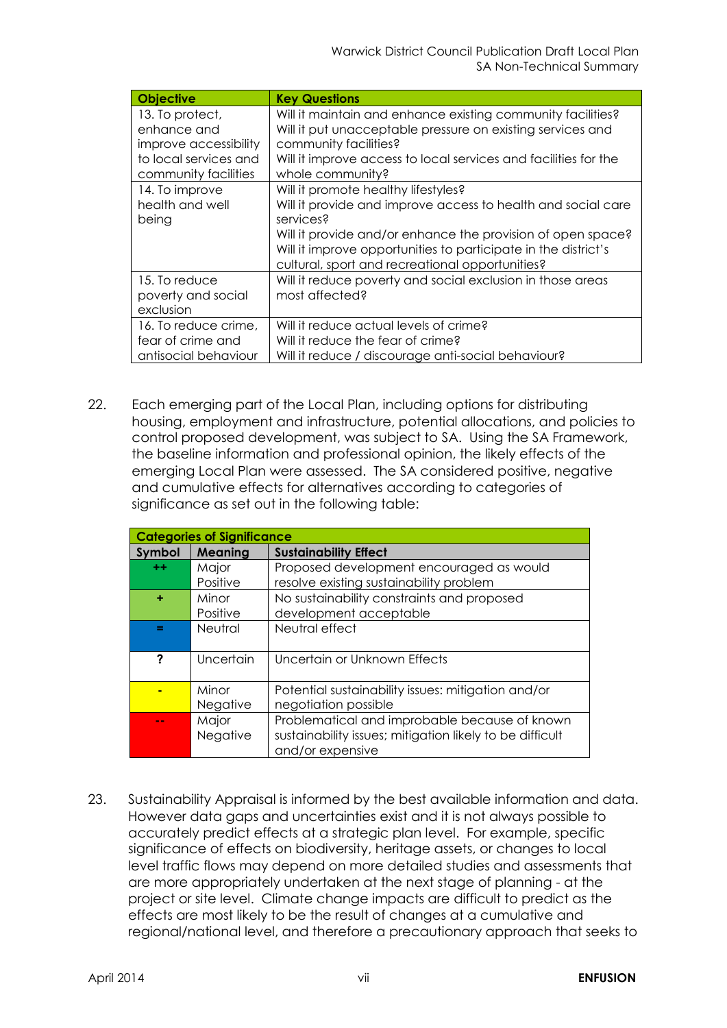| Objective | Key Questions |
| --- | --- |
| 13. To protect, enhance and improve accessibility to local services and community facilities | Will it maintain and enhance existing community facilities? Will it put unacceptable pressure on existing services and community facilities? Will it improve access to local services and facilities for the whole community? |
| 14. To improve health and well being | Will it promote healthy lifestyles? Will it provide and improve access to health and social care services? Will it provide and/or enhance the provision of open space? Will it improve opportunities to participate in the district's cultural, sport and recreational opportunities? |
| 15. To reduce poverty and social exclusion | Will it reduce poverty and social exclusion in those areas most affected? |
| 16. To reduce crime, fear of crime and antisocial behaviour | Will it reduce actual levels of crime? Will it reduce the fear of crime? Will it reduce / discourage anti-social behaviour? |

22. Each emerging part of the Local Plan, including options for distributing housing, employment and infrastructure, potential allocations, and policies to control proposed development, was subject to SA. Using the SA Framework, the baseline information and professional opinion, the likely effects of the emerging Local Plan were assessed. The SA considered positive, negative and cumulative effects for alternatives according to categories of significance as set out in the following table:

| Categories of Significance | | |
| --- | --- | --- |
| **Symbol** | **Meaning** | **Sustainability Effect** |
| ++ | Major Positive | Proposed development encouraged as would resolve existing sustainability problem |
| + | Minor Positive | No sustainability constraints and proposed development acceptable |
| = | Neutral | Neutral effect |
| ? | Uncertain | Uncertain or Unknown Effects |
| - | Minor Negative | Potential sustainability issues: mitigation and/or negotiation possible |
| -- | Major Negative | Problematical and improbable because of known sustainability issues; mitigation likely to be difficult and/or expensive |

23. Sustainability Appraisal is informed by the best available information and data. However data gaps and uncertainties exist and it is not always possible to accurately predict effects at a strategic plan level. For example, specific significance of effects on biodiversity, heritage assets, or changes to local level traffic flows may depend on more detailed studies and assessments that are more appropriately undertaken at the next stage of planning - at the project or site level. Climate change impacts are difficult to predict as the effects are most likely to be the result of changes at a cumulative and regional/national level, and therefore a precautionary approach that seeks to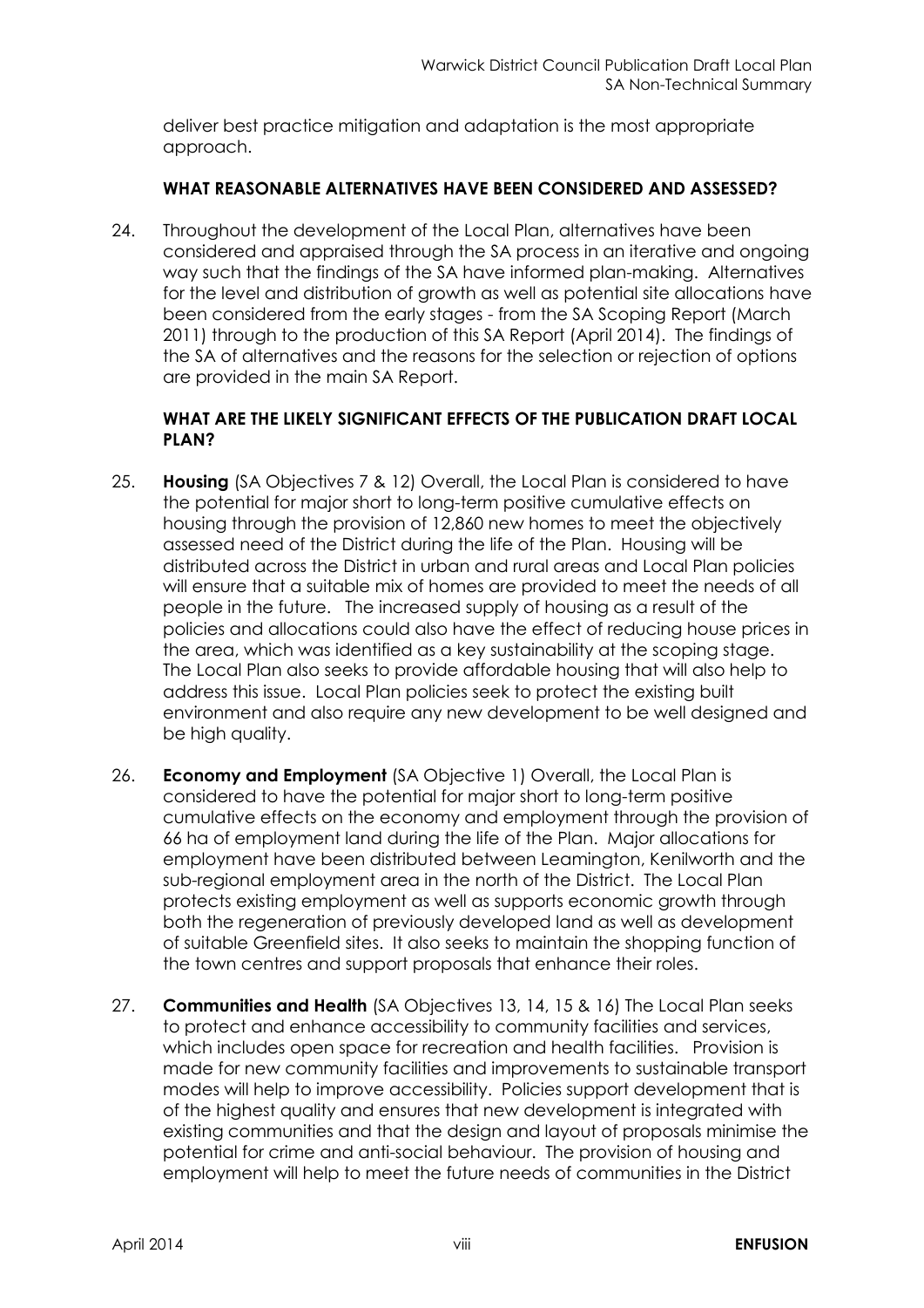deliver best practice mitigation and adaptation is the most appropriate approach.

### WHAT REASONABLE ALTERNATIVES HAVE BEEN CONSIDERED AND ASSESSED?

24. Throughout the development of the Local Plan, alternatives have been considered and appraised through the SA process in an iterative and ongoing way such that the findings of the SA have informed plan-making. Alternatives for the level and distribution of growth as well as potential site allocations have been considered from the early stages - from the SA Scoping Report (March 2011) through to the production of this SA Report (April 2014). The findings of the SA of alternatives and the reasons for the selection or rejection of options are provided in the main SA Report.

### WHAT ARE THE LIKELY SIGNIFICANT EFFECTS OF THE PUBLICATION DRAFT LOCAL PLAN?

25. **Housing** (SA Objectives 7 & 12) Overall, the Local Plan is considered to have the potential for major short to long-term positive cumulative effects on housing through the provision of 12,860 new homes to meet the objectively assessed need of the District during the life of the Plan. Housing will be distributed across the District in urban and rural areas and Local Plan policies will ensure that a suitable mix of homes are provided to meet the needs of all people in the future. The increased supply of housing as a result of the policies and allocations could also have the effect of reducing house prices in the area, which was identified as a key sustainability at the scoping stage. The Local Plan also seeks to provide affordable housing that will also help to address this issue. Local Plan policies seek to protect the existing built environment and also require any new development to be well designed and be high quality.

26. **Economy and Employment** (SA Objective 1) Overall, the Local Plan is considered to have the potential for major short to long-term positive cumulative effects on the economy and employment through the provision of 66 ha of employment land during the life of the Plan. Major allocations for employment have been distributed between Leamington, Kenilworth and the sub-regional employment area in the north of the District. The Local Plan protects existing employment as well as supports economic growth through both the regeneration of previously developed land as well as development of suitable Greenfield sites. It also seeks to maintain the shopping function of the town centres and support proposals that enhance their roles.

27. **Communities and Health** (SA Objectives 13, 14, 15 & 16) The Local Plan seeks to protect and enhance accessibility to community facilities and services, which includes open space for recreation and health facilities. Provision is made for new community facilities and improvements to sustainable transport modes will help to improve accessibility. Policies support development that is of the highest quality and ensures that new development is integrated with existing communities and that the design and layout of proposals minimise the potential for crime and anti-social behaviour. The provision of housing and employment will help to meet the future needs of communities in the District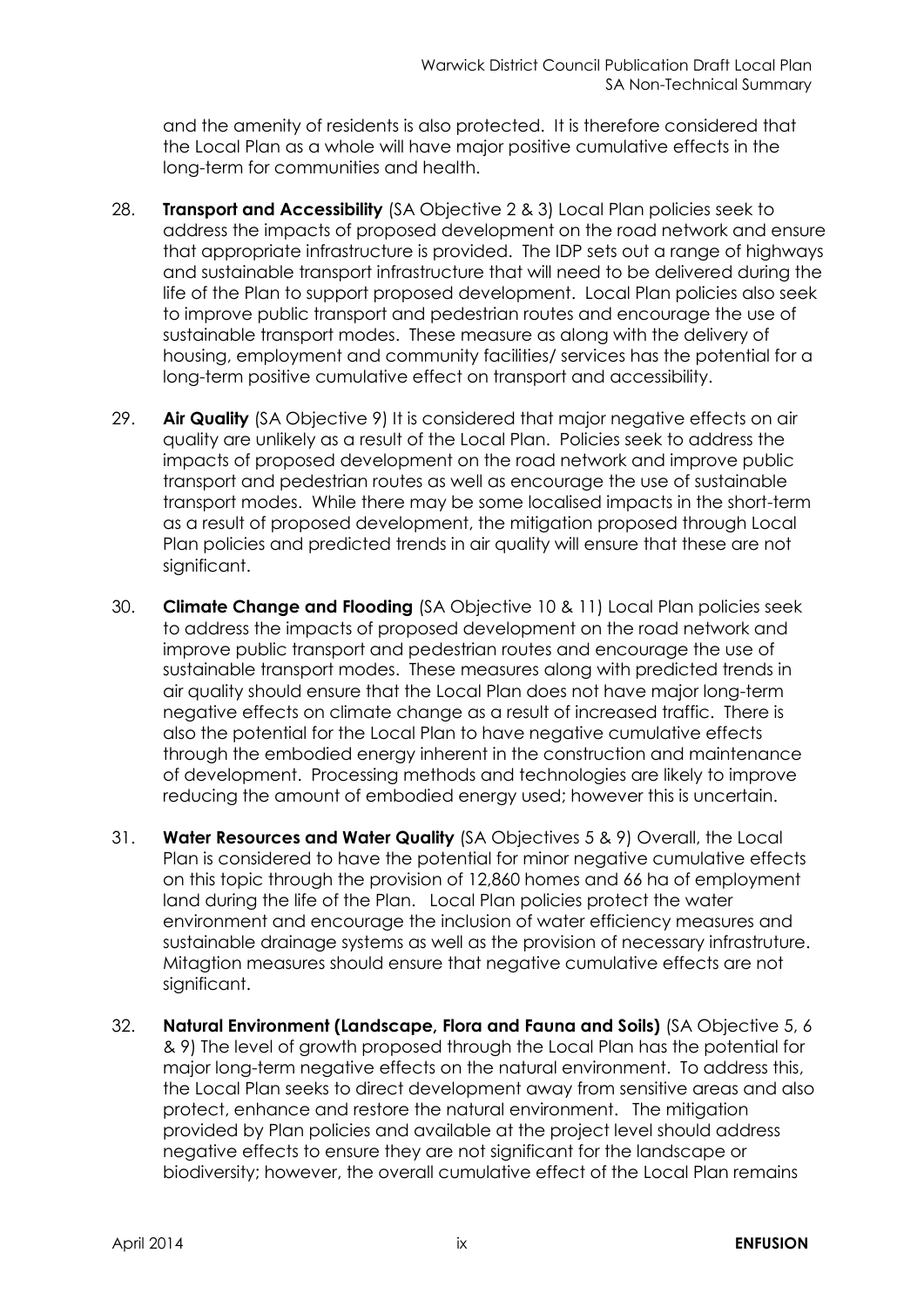and the amenity of residents is also protected. It is therefore considered that the Local Plan as a whole will have major positive cumulative effects in the long-term for communities and health.

28. **Transport and Accessibility** (SA Objective 2 & 3) Local Plan policies seek to address the impacts of proposed development on the road network and ensure that appropriate infrastructure is provided. The IDP sets out a range of highways and sustainable transport infrastructure that will need to be delivered during the life of the Plan to support proposed development. Local Plan policies also seek to improve public transport and pedestrian routes and encourage the use of sustainable transport modes. These measure as along with the delivery of housing, employment and community facilities/ services has the potential for a long-term positive cumulative effect on transport and accessibility.

29. **Air Quality** (SA Objective 9) It is considered that major negative effects on air quality are unlikely as a result of the Local Plan. Policies seek to address the impacts of proposed development on the road network and improve public transport and pedestrian routes as well as encourage the use of sustainable transport modes. While there may be some localised impacts in the short-term as a result of proposed development, the mitigation proposed through Local Plan policies and predicted trends in air quality will ensure that these are not significant.

30. **Climate Change and Flooding** (SA Objective 10 & 11) Local Plan policies seek to address the impacts of proposed development on the road network and improve public transport and pedestrian routes and encourage the use of sustainable transport modes. These measures along with predicted trends in air quality should ensure that the Local Plan does not have major long-term negative effects on climate change as a result of increased traffic. There is also the potential for the Local Plan to have negative cumulative effects through the embodied energy inherent in the construction and maintenance of development. Processing methods and technologies are likely to improve reducing the amount of embodied energy used; however this is uncertain.

31. **Water Resources and Water Quality** (SA Objectives 5 & 9) Overall, the Local Plan is considered to have the potential for minor negative cumulative effects on this topic through the provision of 12,860 homes and 66 ha of employment land during the life of the Plan. Local Plan policies protect the water environment and encourage the inclusion of water efficiency measures and sustainable drainage systems as well as the provision of necessary infrastruture. Mitagtion measures should ensure that negative cumulative effects are not significant.

32. **Natural Environment (Landscape, Flora and Fauna and Soils)** (SA Objective 5, 6 & 9) The level of growth proposed through the Local Plan has the potential for major long-term negative effects on the natural environment. To address this, the Local Plan seeks to direct development away from sensitive areas and also protect, enhance and restore the natural environment. The mitigation provided by Plan policies and available at the project level should address negative effects to ensure they are not significant for the landscape or biodiversity; however, the overall cumulative effect of the Local Plan remains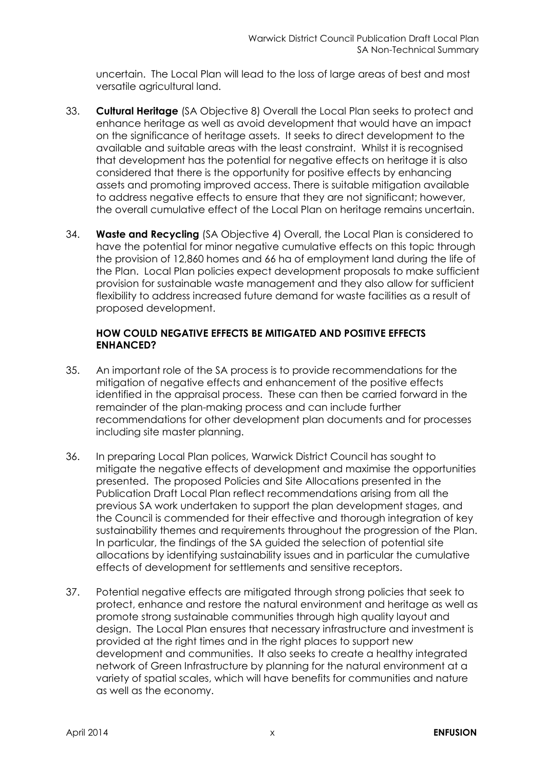uncertain. The Local Plan will lead to the loss of large areas of best and most versatile agricultural land.

33. **Cultural Heritage** (SA Objective 8) Overall the Local Plan seeks to protect and enhance heritage as well as avoid development that would have an impact on the significance of heritage assets. It seeks to direct development to the available and suitable areas with the least constraint. Whilst it is recognised that development has the potential for negative effects on heritage it is also considered that there is the opportunity for positive effects by enhancing assets and promoting improved access. There is suitable mitigation available to address negative effects to ensure that they are not significant; however, the overall cumulative effect of the Local Plan on heritage remains uncertain.

34. **Waste and Recycling** (SA Objective 4) Overall, the Local Plan is considered to have the potential for minor negative cumulative effects on this topic through the provision of 12,860 homes and 66 ha of employment land during the life of the Plan. Local Plan policies expect development proposals to make sufficient provision for sustainable waste management and they also allow for sufficient flexibility to address increased future demand for waste facilities as a result of proposed development.

### HOW COULD NEGATIVE EFFECTS BE MITIGATED AND POSITIVE EFFECTS ENHANCED?

35. An important role of the SA process is to provide recommendations for the mitigation of negative effects and enhancement of the positive effects identified in the appraisal process. These can then be carried forward in the remainder of the plan-making process and can include further recommendations for other development plan documents and for processes including site master planning.

36. In preparing Local Plan polices, Warwick District Council has sought to mitigate the negative effects of development and maximise the opportunities presented. The proposed Policies and Site Allocations presented in the Publication Draft Local Plan reflect recommendations arising from all the previous SA work undertaken to support the plan development stages, and the Council is commended for their effective and thorough integration of key sustainability themes and requirements throughout the progression of the Plan. In particular, the findings of the SA guided the selection of potential site allocations by identifying sustainability issues and in particular the cumulative effects of development for settlements and sensitive receptors.

37. Potential negative effects are mitigated through strong policies that seek to protect, enhance and restore the natural environment and heritage as well as promote strong sustainable communities through high quality layout and design. The Local Plan ensures that necessary infrastructure and investment is provided at the right times and in the right places to support new development and communities. It also seeks to create a healthy integrated network of Green Infrastructure by planning for the natural environment at a variety of spatial scales, which will have benefits for communities and nature as well as the economy.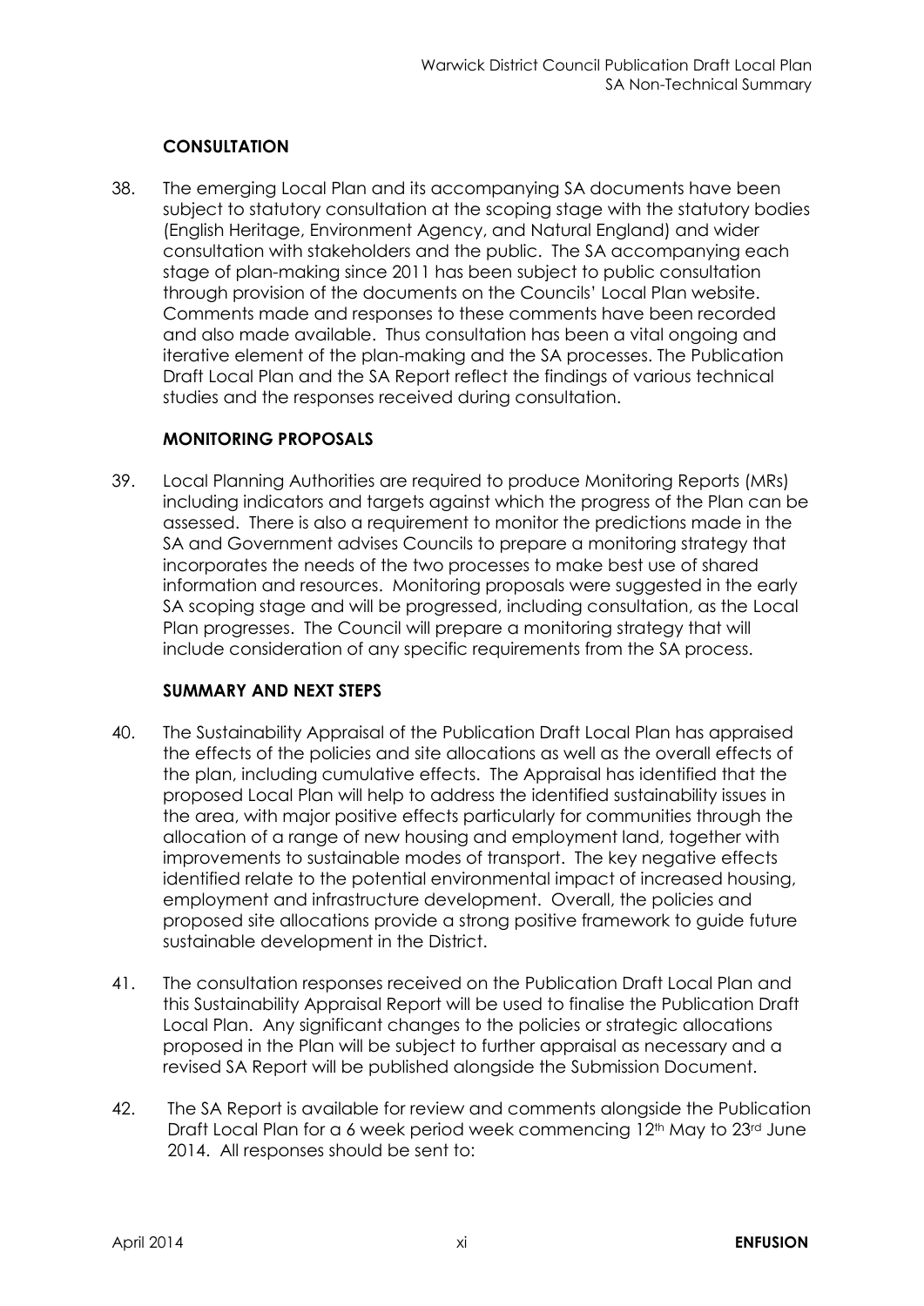## CONSULTATION

38. The emerging Local Plan and its accompanying SA documents have been subject to statutory consultation at the scoping stage with the statutory bodies (English Heritage, Environment Agency, and Natural England) and wider consultation with stakeholders and the public. The SA accompanying each stage of plan-making since 2011 has been subject to public consultation through provision of the documents on the Councils' Local Plan website. Comments made and responses to these comments have been recorded and also made available. Thus consultation has been a vital ongoing and iterative element of the plan-making and the SA processes. The Publication Draft Local Plan and the SA Report reflect the findings of various technical studies and the responses received during consultation.

## MONITORING PROPOSALS

39. Local Planning Authorities are required to produce Monitoring Reports (MRs) including indicators and targets against which the progress of the Plan can be assessed. There is also a requirement to monitor the predictions made in the SA and Government advises Councils to prepare a monitoring strategy that incorporates the needs of the two processes to make best use of shared information and resources. Monitoring proposals were suggested in the early SA scoping stage and will be progressed, including consultation, as the Local Plan progresses. The Council will prepare a monitoring strategy that will include consideration of any specific requirements from the SA process.

## SUMMARY AND NEXT STEPS

40. The Sustainability Appraisal of the Publication Draft Local Plan has appraised the effects of the policies and site allocations as well as the overall effects of the plan, including cumulative effects. The Appraisal has identified that the proposed Local Plan will help to address the identified sustainability issues in the area, with major positive effects particularly for communities through the allocation of a range of new housing and employment land, together with improvements to sustainable modes of transport. The key negative effects identified relate to the potential environmental impact of increased housing, employment and infrastructure development. Overall, the policies and proposed site allocations provide a strong positive framework to guide future sustainable development in the District.

41. The consultation responses received on the Publication Draft Local Plan and this Sustainability Appraisal Report will be used to finalise the Publication Draft Local Plan. Any significant changes to the policies or strategic allocations proposed in the Plan will be subject to further appraisal as necessary and a revised SA Report will be published alongside the Submission Document.

42. The SA Report is available for review and comments alongside the Publication Draft Local Plan for a 6 week period week commencing 12th May to 23rd June 2014. All responses should be sent to: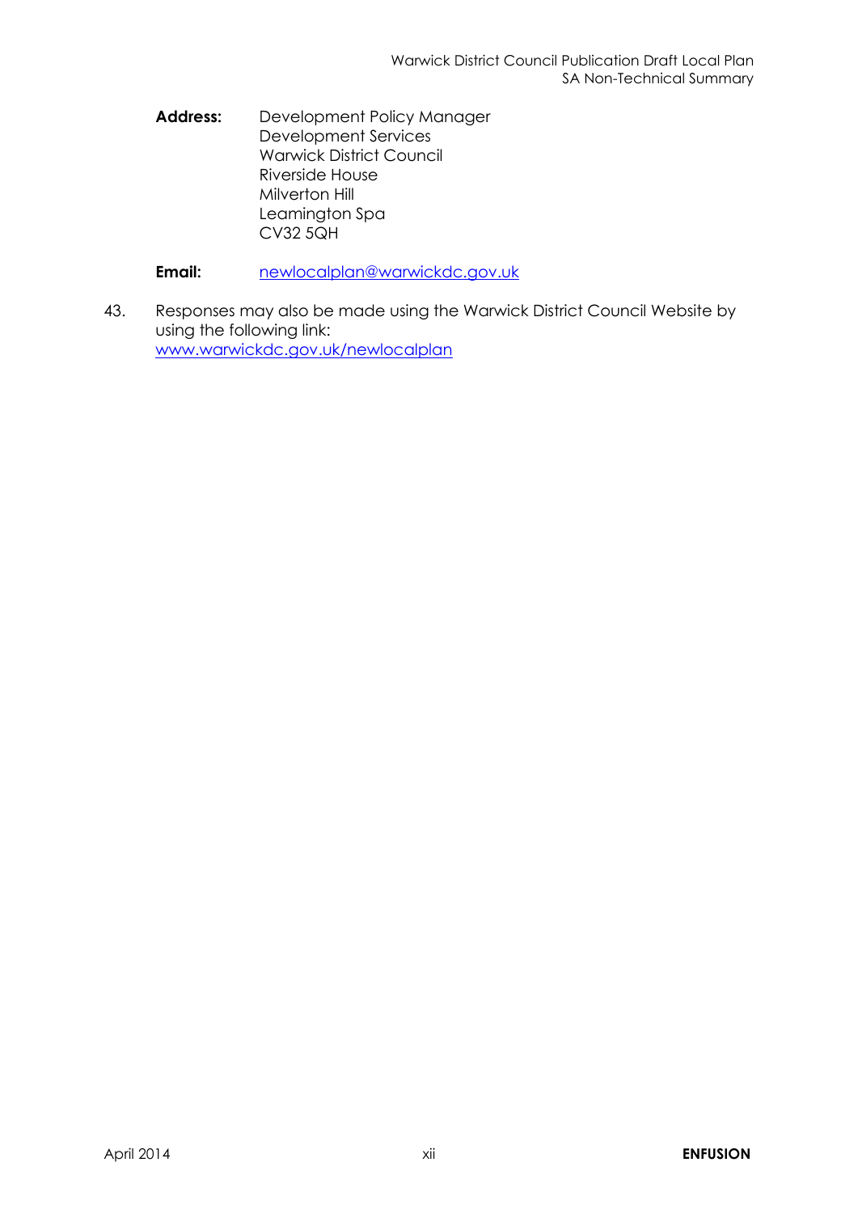**Address:** Development Policy Manager
Development Services
Warwick District Council
Riverside House
Milverton Hill
Leamington Spa
CV32 5QH

**Email:** newlocalplan@warwickdc.gov.uk

43. Responses may also be made using the Warwick District Council Website by using the following link:
www.warwickdc.gov.uk/newlocalplan